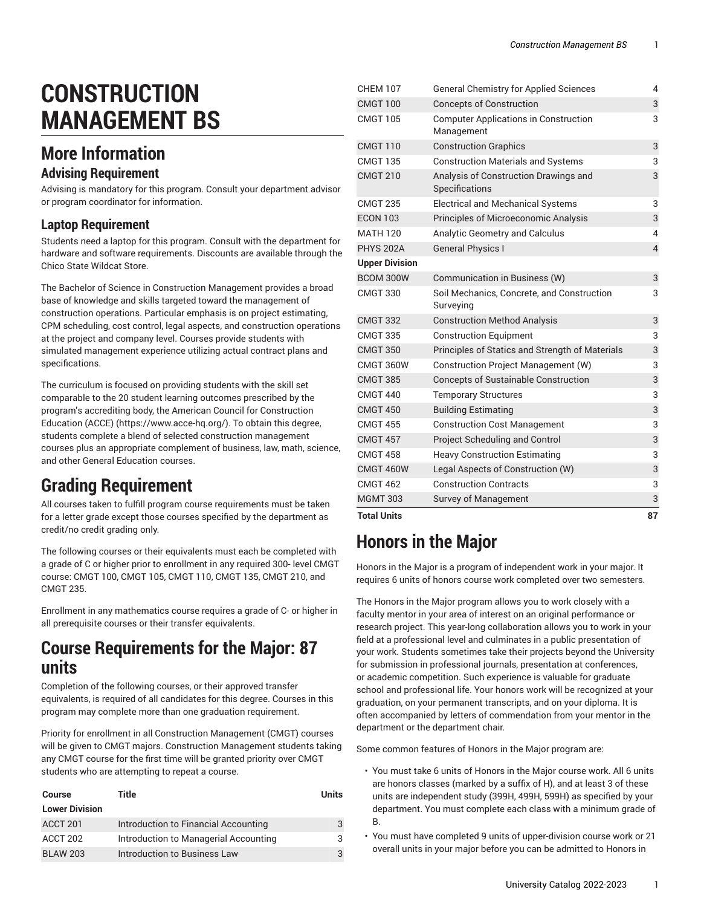# CONSTRUCTION MANAGEMENT BS

## More Information

### Advising Requirement

Advising is mandatory for this program. Consult your department advisor or program coordinator for information.

### Laptop Requirement

Students need a laptop for this program. Consult with the department for hardware and software requirements. Discounts are available through the Chico State Wildcat Store.

The Bachelor of Science in Construction Management provides a broad base of knowledge and skills targeted toward the management of construction operations. Particular emphasis is on project estimating, CPM scheduling, cost control, legal aspects, and construction operations at the project and company level. Courses provide students with simulated management experience utilizing actual contract plans and specifications.

The curriculum is focused on providing students with the skill set comparable to the 20 student learning outcomes prescribed by the program's accrediting body, the American Council for Construction Education (ACCE) (https://www.acce-hq.org/). To obtain this degree, students complete a blend of selected construction management courses plus an appropriate complement of business, law, math, science, and other General Education courses.

## Grading Requirement

All courses taken to fulfill program course requirements must be taken for a letter grade except those courses specified by the department as credit/no credit grading only.

The following courses or their equivalents must each be completed with a grade of C or higher prior to enrollment in any required 300- level CMGT course: CMGT 100, CMGT 105, CMGT 110, CMGT 135, CMGT 210, and CMGT 235.

Enrollment in any mathematics course requires a grade of C- or higher in all prerequisite courses or their transfer equivalents.

## Course Requirements for the Major: 87 units

Completion of the following courses, or their approved transfer equivalents, is required of all candidates for this degree. Courses in this program may complete more than one graduation requirement.

Priority for enrollment in all Construction Management (CMGT) courses will be given to CMGT majors. Construction Management students taking any CMGT course for the first time will be granted priority over CMGT students who are attempting to repeat a course.

| Course | Title | Units |
|---|---|---|
| **Lower Division** | | |
| ACCT 201 | Introduction to Financial Accounting | 3 |
| ACCT 202 | Introduction to Managerial Accounting | 3 |
| BLAW 203 | Introduction to Business Law | 3 |
| CHEM 107 | General Chemistry for Applied Sciences | 4 |
| CMGT 100 | Concepts of Construction | 3 |
| CMGT 105 | Computer Applications in Construction Management | 3 |
| CMGT 110 | Construction Graphics | 3 |
| CMGT 135 | Construction Materials and Systems | 3 |
| CMGT 210 | Analysis of Construction Drawings and Specifications | 3 |
| CMGT 235 | Electrical and Mechanical Systems | 3 |
| ECON 103 | Principles of Microeconomic Analysis | 3 |
| MATH 120 | Analytic Geometry and Calculus | 4 |
| PHYS 202A | General Physics I | 4 |
| **Upper Division** | | |
| BCOM 300W | Communication in Business (W) | 3 |
| CMGT 330 | Soil Mechanics, Concrete, and Construction Surveying | 3 |
| CMGT 332 | Construction Method Analysis | 3 |
| CMGT 335 | Construction Equipment | 3 |
| CMGT 350 | Principles of Statics and Strength of Materials | 3 |
| CMGT 360W | Construction Project Management (W) | 3 |
| CMGT 385 | Concepts of Sustainable Construction | 3 |
| CMGT 440 | Temporary Structures | 3 |
| CMGT 450 | Building Estimating | 3 |
| CMGT 455 | Construction Cost Management | 3 |
| CMGT 457 | Project Scheduling and Control | 3 |
| CMGT 458 | Heavy Construction Estimating | 3 |
| CMGT 460W | Legal Aspects of Construction (W) | 3 |
| CMGT 462 | Construction Contracts | 3 |
| MGMT 303 | Survey of Management | 3 |
| **Total Units** | | **87** |

## Honors in the Major

Honors in the Major is a program of independent work in your major. It requires 6 units of honors course work completed over two semesters.

The Honors in the Major program allows you to work closely with a faculty mentor in your area of interest on an original performance or research project. This year-long collaboration allows you to work in your field at a professional level and culminates in a public presentation of your work. Students sometimes take their projects beyond the University for submission in professional journals, presentation at conferences, or academic competition. Such experience is valuable for graduate school and professional life. Your honors work will be recognized at your graduation, on your permanent transcripts, and on your diploma. It is often accompanied by letters of commendation from your mentor in the department or the department chair.

Some common features of Honors in the Major program are:

- You must take 6 units of Honors in the Major course work. All 6 units are honors classes (marked by a suffix of H), and at least 3 of these units are independent study (399H, 499H, 599H) as specified by your department. You must complete each class with a minimum grade of B.
- You must have completed 9 units of upper-division course work or 21 overall units in your major before you can be admitted to Honors in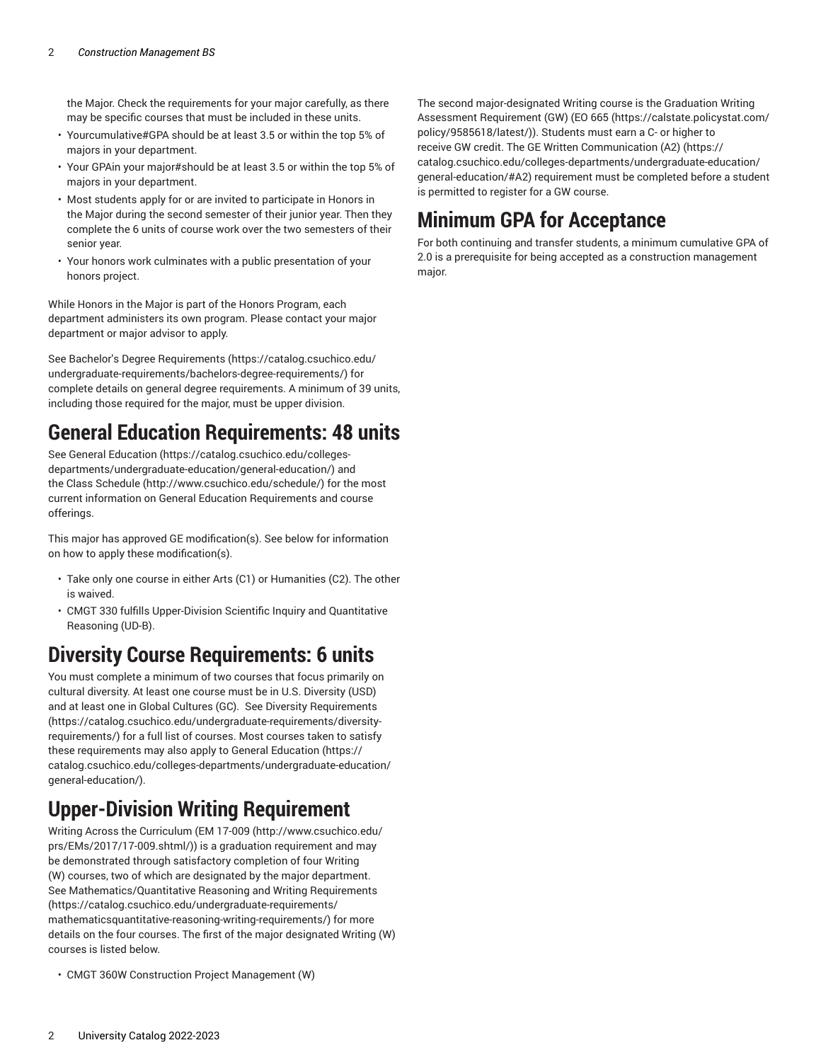the Major. Check the requirements for your major carefully, as there may be specific courses that must be included in these units.

- Yourcumulative#GPA should be at least 3.5 or within the top 5% of majors in your department.
- Your GPAin your major#should be at least 3.5 or within the top 5% of majors in your department.
- Most students apply for or are invited to participate in Honors in the Major during the second semester of their junior year. Then they complete the 6 units of course work over the two semesters of their senior year.
- Your honors work culminates with a public presentation of your honors project.

While Honors in the Major is part of the Honors Program, each department administers its own program. Please contact your major department or major advisor to apply.

See Bachelor's Degree Requirements (https://catalog.csuchico.edu/undergraduate-requirements/bachelors-degree-requirements/) for complete details on general degree requirements. A minimum of 39 units, including those required for the major, must be upper division.

## General Education Requirements: 48 units

See General Education (https://catalog.csuchico.edu/colleges-departments/undergraduate-education/general-education/) and the Class Schedule (http://www.csuchico.edu/schedule/) for the most current information on General Education Requirements and course offerings.

This major has approved GE modification(s). See below for information on how to apply these modification(s).

- Take only one course in either Arts (C1) or Humanities (C2). The other is waived.
- CMGT 330 fulfills Upper-Division Scientific Inquiry and Quantitative Reasoning (UD-B).

## Diversity Course Requirements: 6 units

You must complete a minimum of two courses that focus primarily on cultural diversity. At least one course must be in U.S. Diversity (USD) and at least one in Global Cultures (GC). See Diversity Requirements (https://catalog.csuchico.edu/undergraduate-requirements/diversity-requirements/) for a full list of courses. Most courses taken to satisfy these requirements may also apply to General Education (https://catalog.csuchico.edu/colleges-departments/undergraduate-education/general-education/).

## Upper-Division Writing Requirement

Writing Across the Curriculum (EM 17-009 (http://www.csuchico.edu/prs/EMs/2017/17-009.shtml/)) is a graduation requirement and may be demonstrated through satisfactory completion of four Writing (W) courses, two of which are designated by the major department. See Mathematics/Quantitative Reasoning and Writing Requirements (https://catalog.csuchico.edu/undergraduate-requirements/mathematicsquantitative-reasoning-writing-requirements/) for more details on the four courses. The first of the major designated Writing (W) courses is listed below.

- CMGT 360W Construction Project Management (W)

The second major-designated Writing course is the Graduation Writing Assessment Requirement (GW) (EO 665 (https://calstate.policystat.com/policy/9585618/latest/)). Students must earn a C- or higher to receive GW credit. The GE Written Communication (A2) (https://catalog.csuchico.edu/colleges-departments/undergraduate-education/general-education/#A2) requirement must be completed before a student is permitted to register for a GW course.

## Minimum GPA for Acceptance

For both continuing and transfer students, a minimum cumulative GPA of 2.0 is a prerequisite for being accepted as a construction management major.